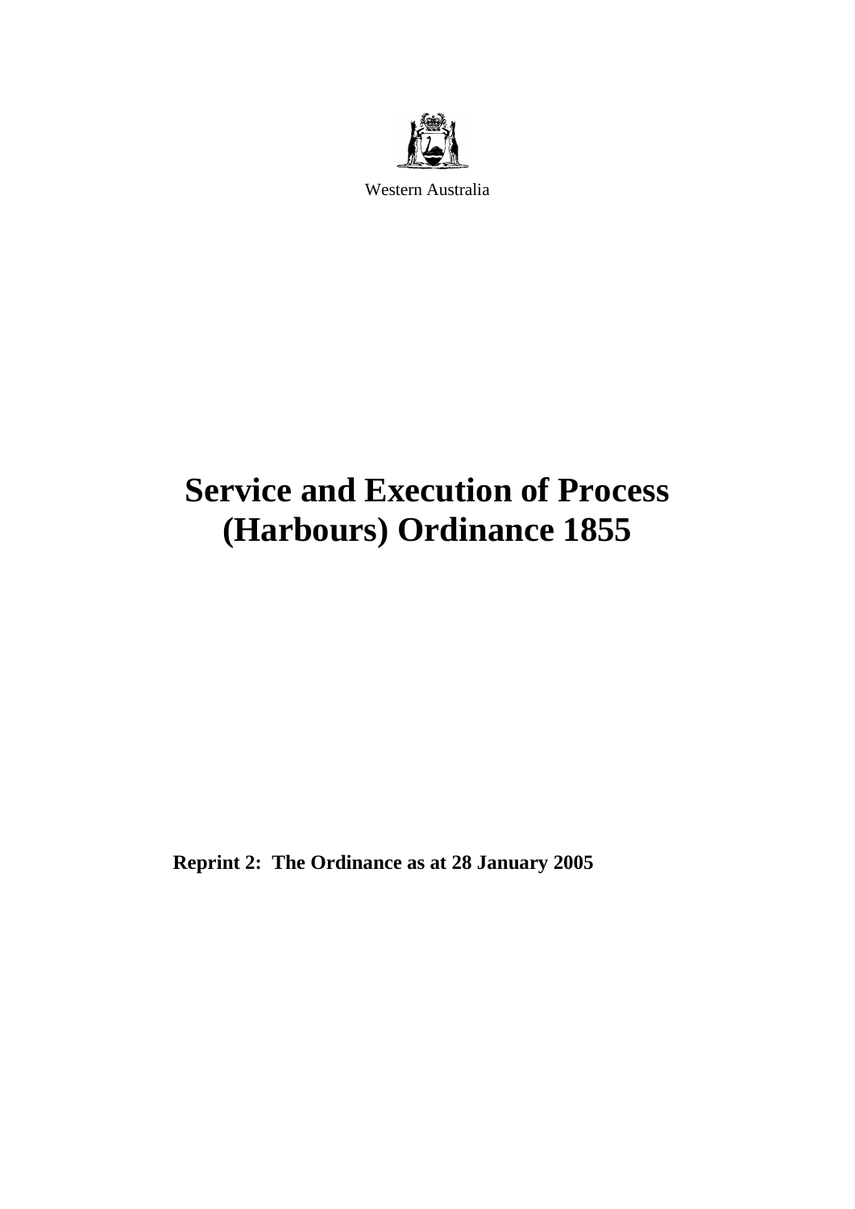Western Australia

# Service and Execution of Process (Harbours) Ordinance 1855

**Reprint 2: The Ordinance as at 28 January 2005**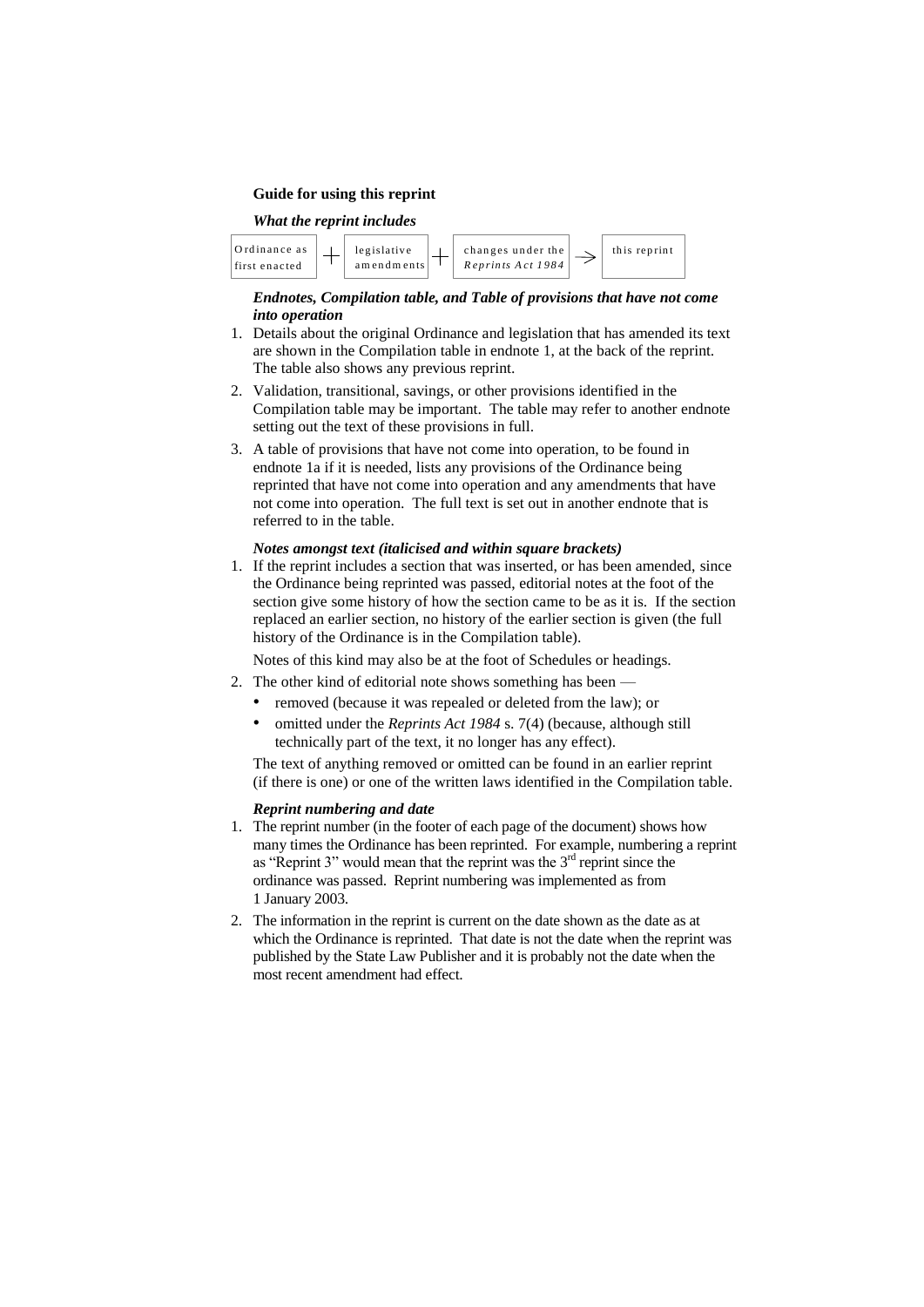**Guide for using this reprint**

***What the reprint includes***

Ordinance as first enacted + legislative amendments + changes under the *Reprints Act 1984* → this reprint

***Endnotes, Compilation table, and Table of provisions that have not come into operation***

1. Details about the original Ordinance and legislation that has amended its text are shown in the Compilation table in endnote 1, at the back of the reprint. The table also shows any previous reprint.
2. Validation, transitional, savings, or other provisions identified in the Compilation table may be important. The table may refer to another endnote setting out the text of these provisions in full.
3. A table of provisions that have not come into operation, to be found in endnote 1a if it is needed, lists any provisions of the Ordinance being reprinted that have not come into operation and any amendments that have not come into operation. The full text is set out in another endnote that is referred to in the table.

***Notes amongst text (italicised and within square brackets)***

1. If the reprint includes a section that was inserted, or has been amended, since the Ordinance being reprinted was passed, editorial notes at the foot of the section give some history of how the section came to be as it is. If the section replaced an earlier section, no history of the earlier section is given (the full history of the Ordinance is in the Compilation table).

   Notes of this kind may also be at the foot of Schedules or headings.

2. The other kind of editorial note shows something has been —
   - removed (because it was repealed or deleted from the law); or
   - omitted under the *Reprints Act 1984* s. 7(4) (because, although still technically part of the text, it no longer has any effect).

   The text of anything removed or omitted can be found in an earlier reprint (if there is one) or one of the written laws identified in the Compilation table.

***Reprint numbering and date***

1. The reprint number (in the footer of each page of the document) shows how many times the Ordinance has been reprinted. For example, numbering a reprint as "Reprint 3" would mean that the reprint was the 3rd reprint since the ordinance was passed. Reprint numbering was implemented as from 1 January 2003.
2. The information in the reprint is current on the date shown as the date as at which the Ordinance is reprinted. That date is not the date when the reprint was published by the State Law Publisher and it is probably not the date when the most recent amendment had effect.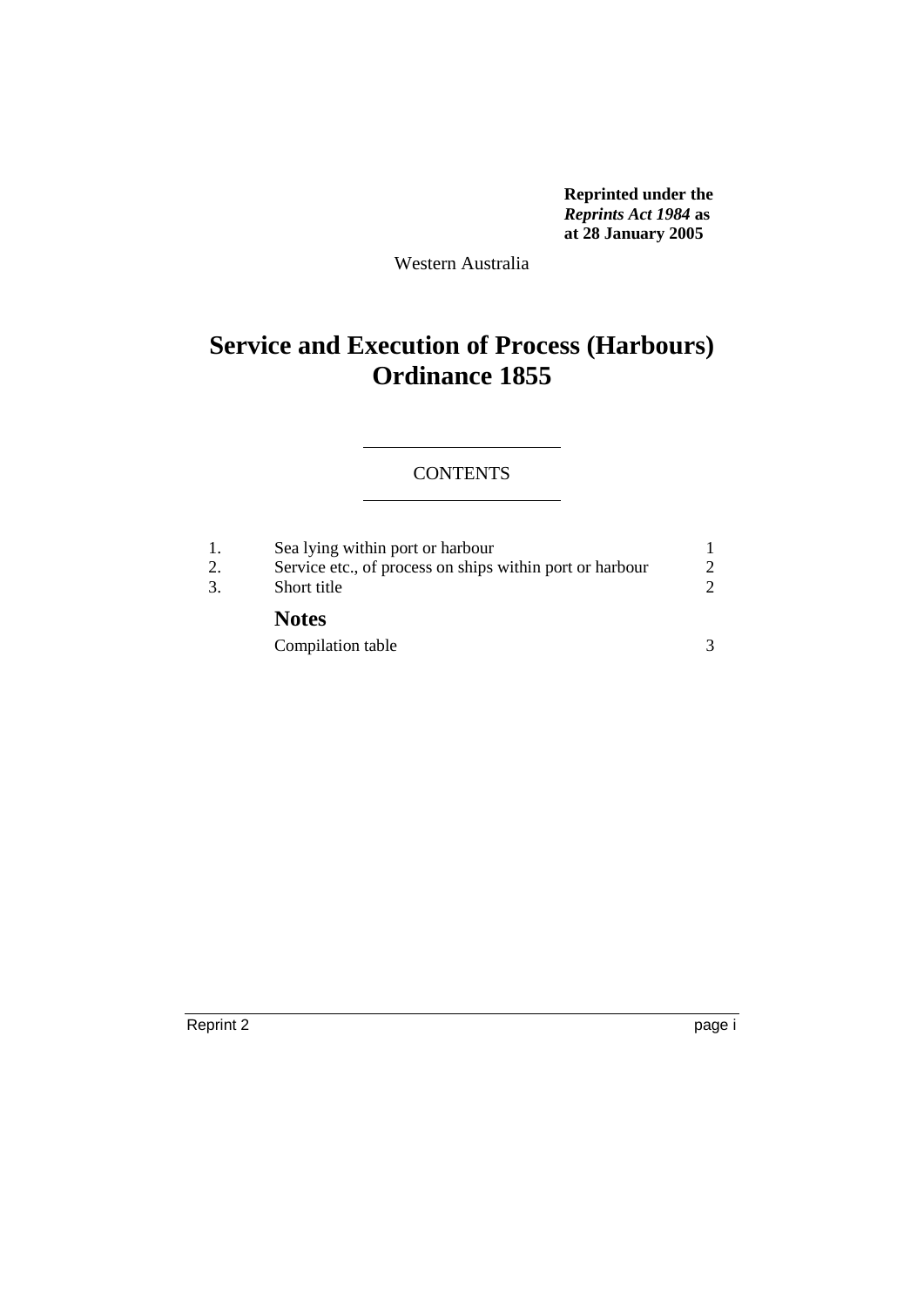**Reprinted under the *Reprints Act 1984* as at 28 January 2005**

Western Australia

# Service and Execution of Process (Harbours) Ordinance 1855

CONTENTS

| | | |
|---|---|---|
| 1. | Sea lying within port or harbour | 1 |
| 2. | Service etc., of process on ships within port or harbour | 2 |
| 3. | Short title | 2 |
| | **Notes** | |
| | Compilation table | 3 |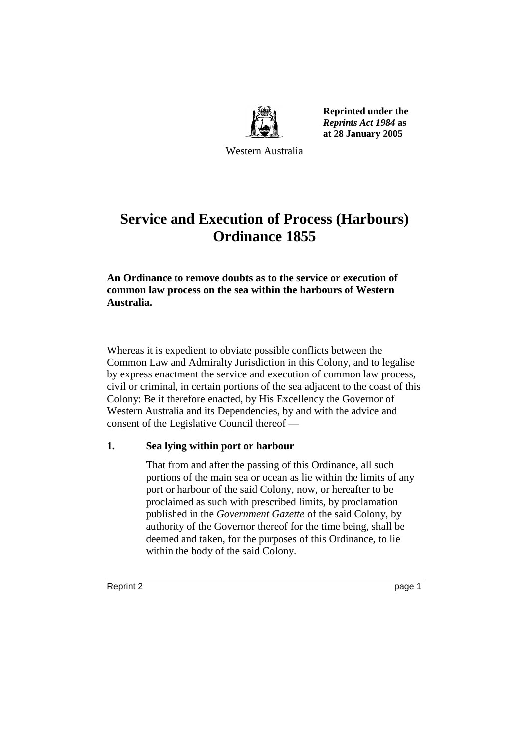Reprinted under the *Reprints Act 1984* as at 28 January 2005

Western Australia

# Service and Execution of Process (Harbours) Ordinance 1855

**An Ordinance to remove doubts as to the service or execution of common law process on the sea within the harbours of Western Australia.**

Whereas it is expedient to obviate possible conflicts between the Common Law and Admiralty Jurisdiction in this Colony, and to legalise by express enactment the service and execution of common law process, civil or criminal, in certain portions of the sea adjacent to the coast of this Colony: Be it therefore enacted, by His Excellency the Governor of Western Australia and its Dependencies, by and with the advice and consent of the Legislative Council thereof —

### 1. Sea lying within port or harbour

That from and after the passing of this Ordinance, all such portions of the main sea or ocean as lie within the limits of any port or harbour of the said Colony, now, or hereafter to be proclaimed as such with prescribed limits, by proclamation published in the *Government Gazette* of the said Colony, by authority of the Governor thereof for the time being, shall be deemed and taken, for the purposes of this Ordinance, to lie within the body of the said Colony.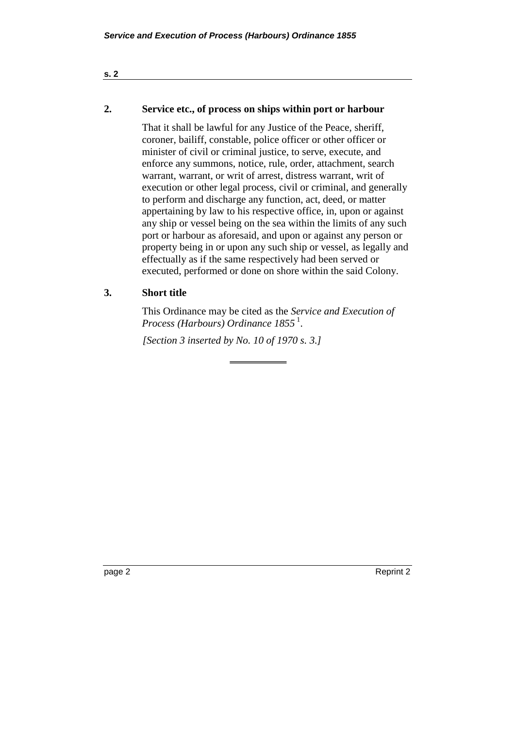## 2. Service etc., of process on ships within port or harbour

That it shall be lawful for any Justice of the Peace, sheriff, coroner, bailiff, constable, police officer or other officer or minister of civil or criminal justice, to serve, execute, and enforce any summons, notice, rule, order, attachment, search warrant, warrant, or writ of arrest, distress warrant, writ of execution or other legal process, civil or criminal, and generally to perform and discharge any function, act, deed, or matter appertaining by law to his respective office, in, upon or against any ship or vessel being on the sea within the limits of any such port or harbour as aforesaid, and upon or against any person or property being in or upon any such ship or vessel, as legally and effectually as if the same respectively had been served or executed, performed or done on shore within the said Colony.

## 3. Short title

This Ordinance may be cited as the *Service and Execution of Process (Harbours) Ordinance 1855* [1].

*[Section 3 inserted by No. 10 of 1970 s. 3.]*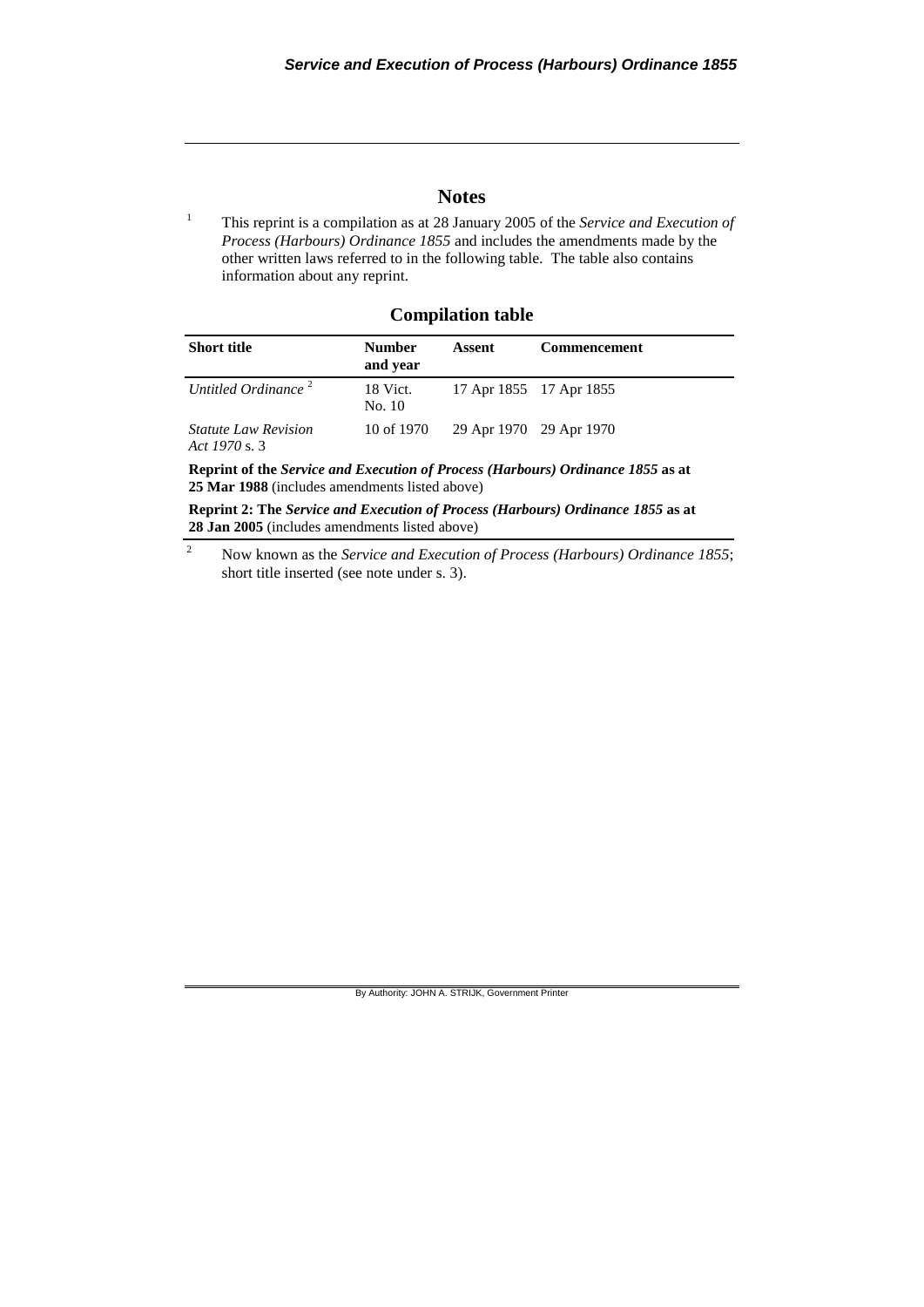## Notes

[1] This reprint is a compilation as at 28 January 2005 of the *Service and Execution of Process (Harbours) Ordinance 1855* and includes the amendments made by the other written laws referred to in the following table. The table also contains information about any reprint.

### Compilation table

| Short title | Number and year | Assent | Commencement |
|---|---|---|---|
| *Untitled Ordinance* [2] | 18 Vict. No. 10 | 17 Apr 1855 | 17 Apr 1855 |
| *Statute Law Revision Act 1970* s. 3 | 10 of 1970 | 29 Apr 1970 | 29 Apr 1970 |
| **Reprint of the *Service and Execution of Process (Harbours) Ordinance 1855* as at 25 Mar 1988** (includes amendments listed above) | | | |
| **Reprint 2: The *Service and Execution of Process (Harbours) Ordinance 1855* as at 28 Jan 2005** (includes amendments listed above) | | | |

[2] Now known as the *Service and Execution of Process (Harbours) Ordinance 1855*; short title inserted (see note under s. 3).

By Authority: JOHN A. STRIJK, Government Printer